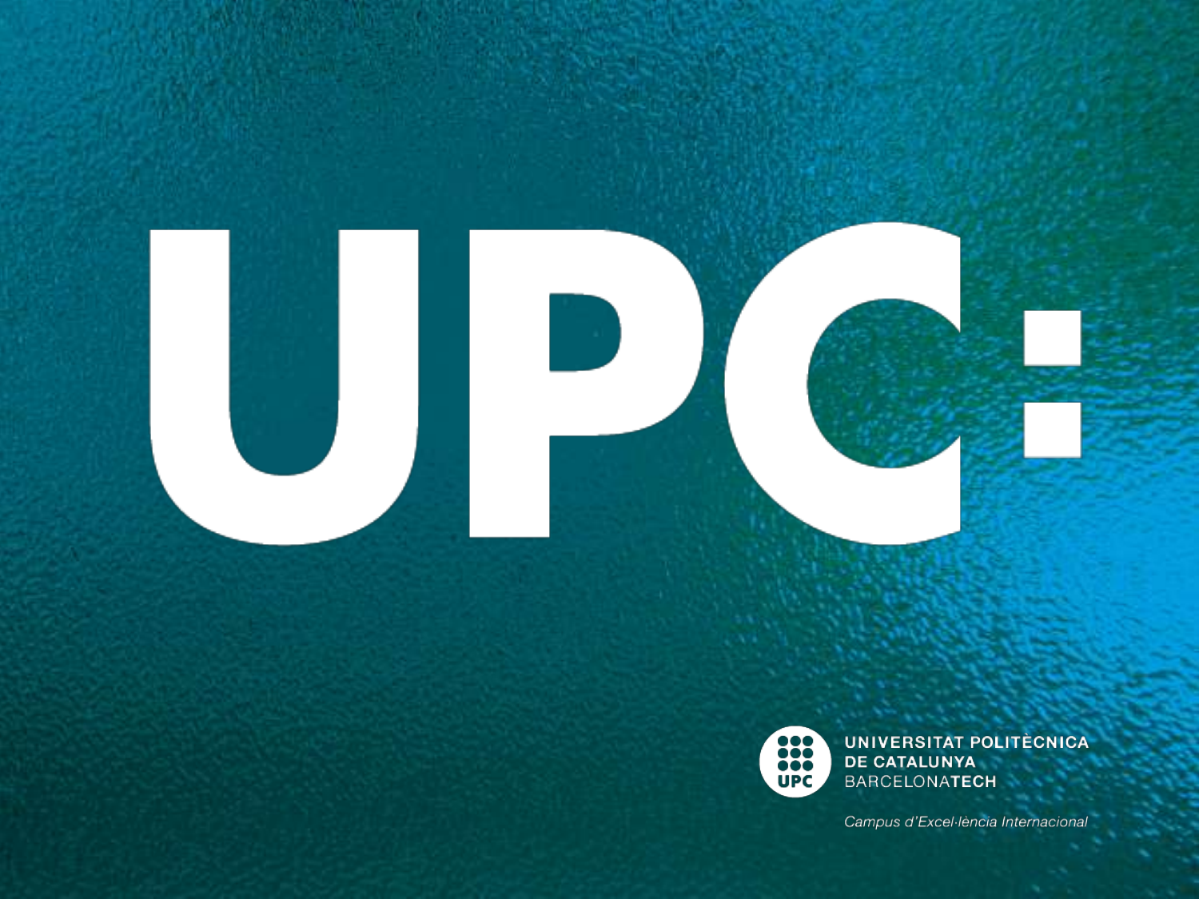# UPC:

UNIVERSITAT POLITÈCNICA DE CATALUNYA BARCELONATECH

*Campus d'Excel·lència Internacional*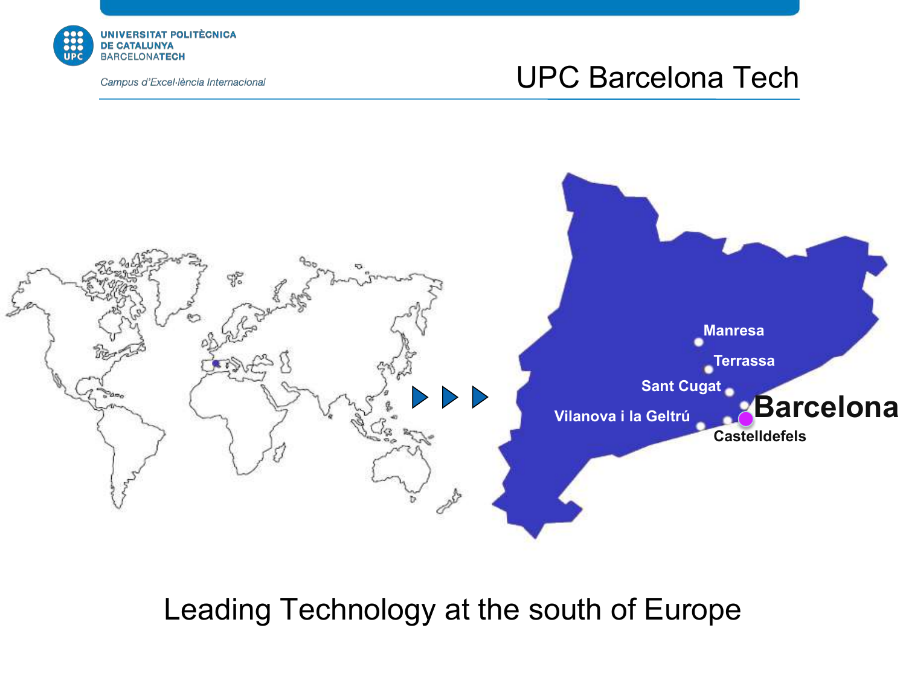# UPC Barcelona Tech

Manresa

Terrassa

Sant Cugat

Barcelona

Vilanova i la Geltrú

Castelldefels

Leading Technology at the south of Europe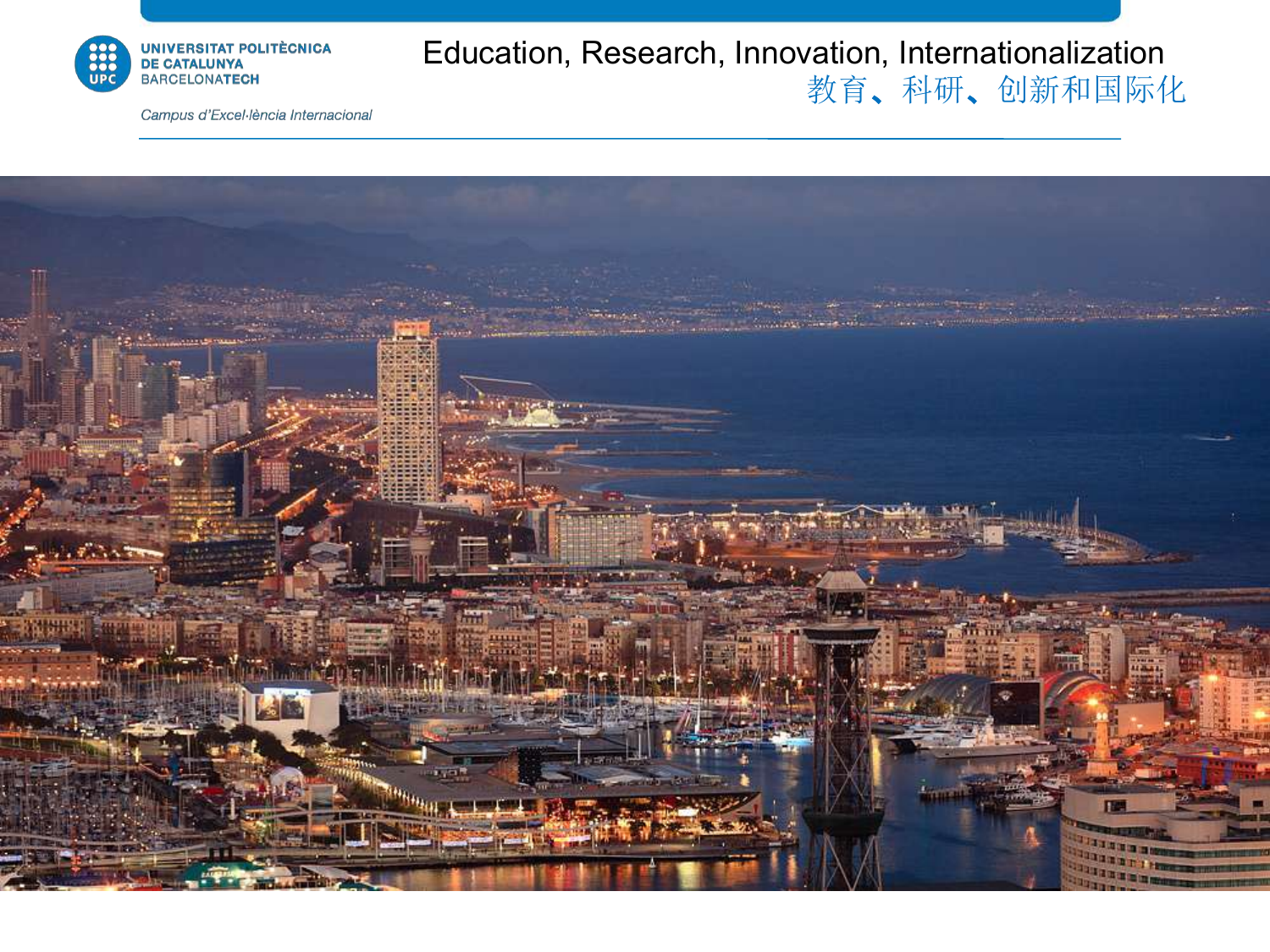UNIVERSITAT POLITÈCNICA DE CATALUNYA BARCELONATECH

*Campus d'Excel·lència Internacional*

Education, Research, Innovation, Internationalization

教育、科研、创新和国际化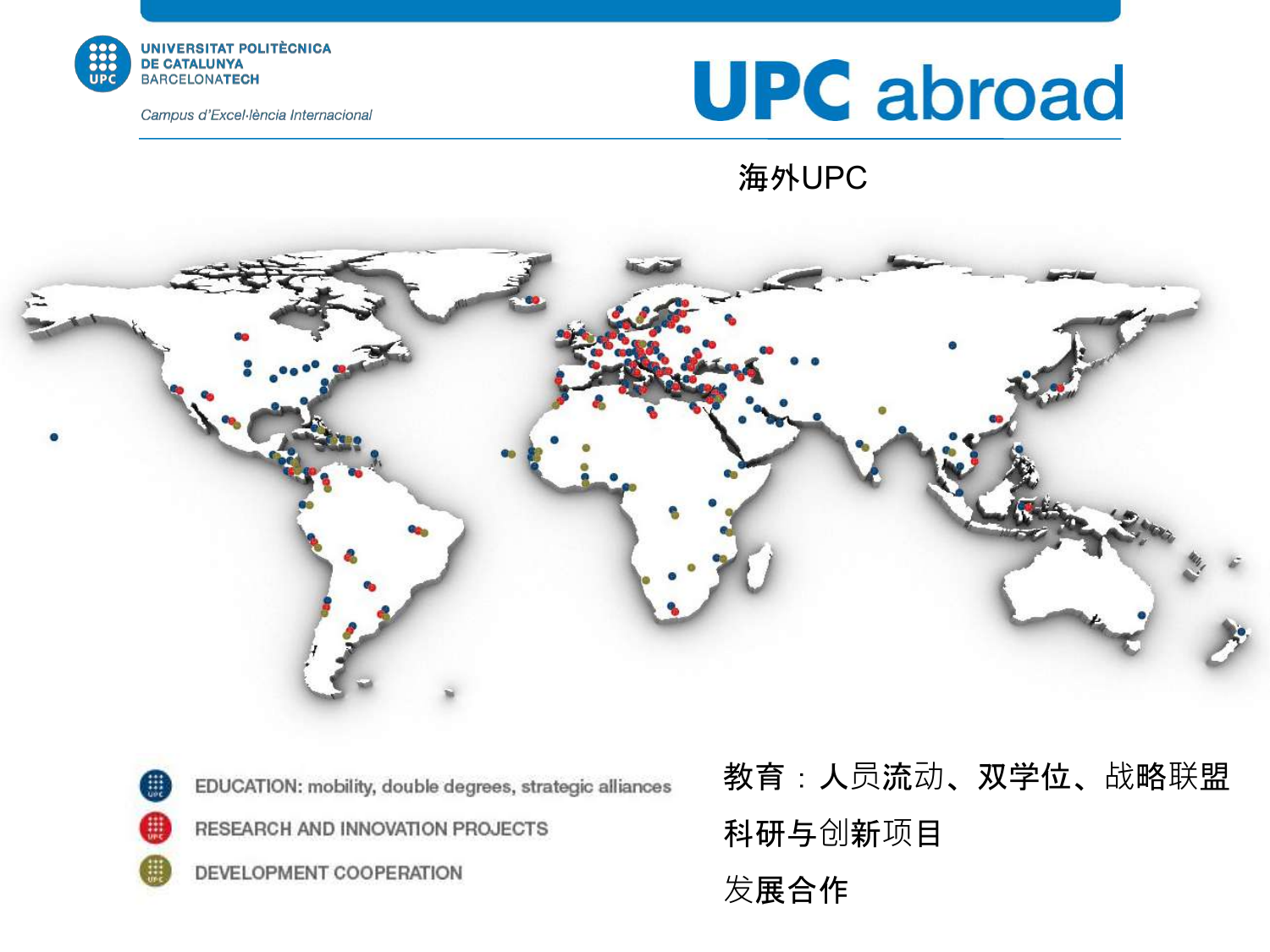UNIVERSITAT POLITÈCNICA DE CATALUNYA BARCELONATECH

*Campus d'Excel·lència Internacional*

# UPC abroad

海外UPC

- EDUCATION: mobility, double degrees, strategic alliances
- RESEARCH AND INNOVATION PROJECTS
- DEVELOPMENT COOPERATION

教育：人员流动、双学位、战略联盟

科研与创新项目

发展合作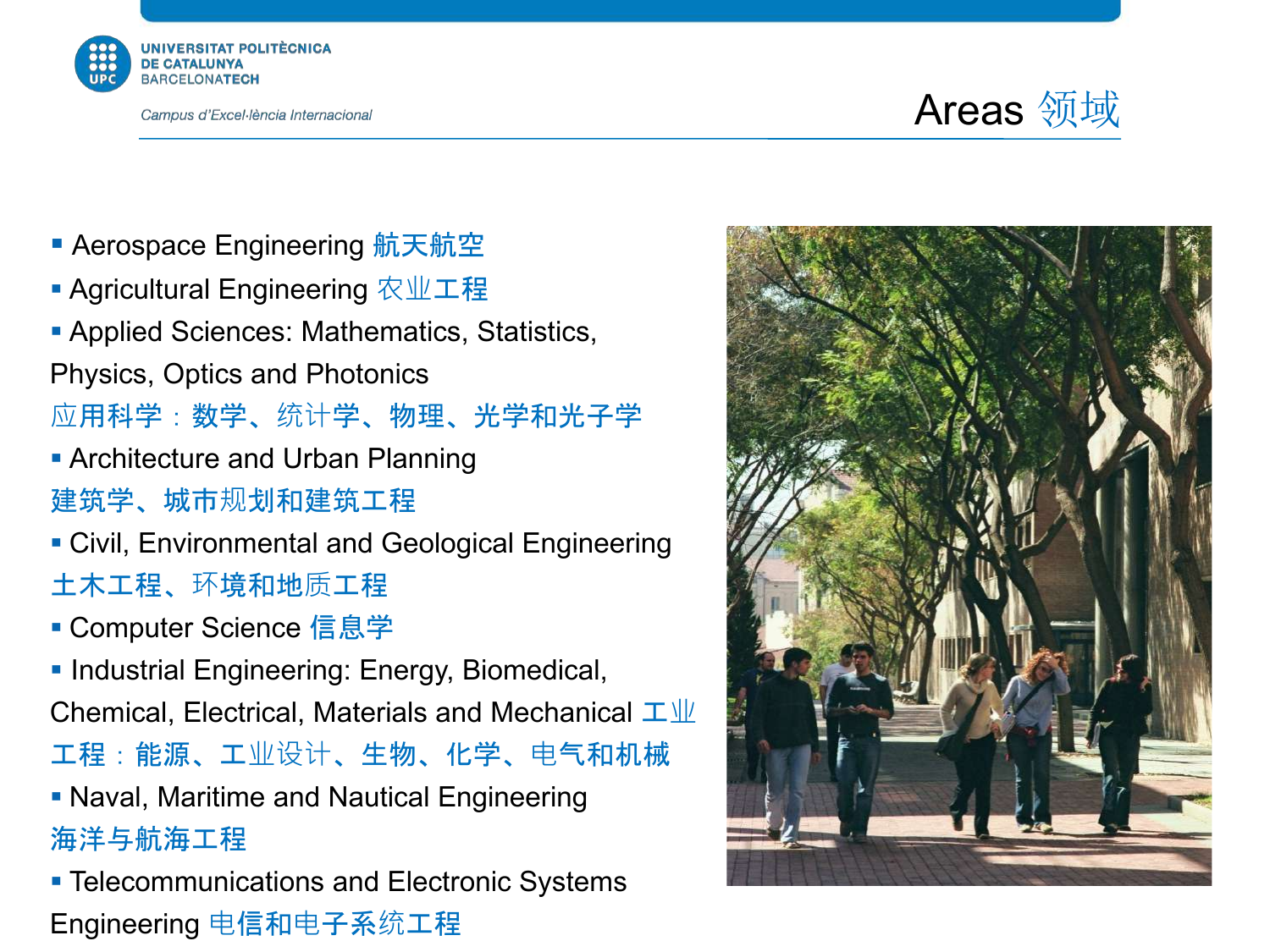# Areas 领域

- Aerospace Engineering 航天航空
- Agricultural Engineering 农业工程
- Applied Sciences: Mathematics, Statistics, Physics, Optics and Photonics 应用科学：数学、统计学、物理、光学和光子学
- Architecture and Urban Planning 建筑学、城市规划和建筑工程
- Civil, Environmental and Geological Engineering 土木工程、环境和地质工程
- Computer Science 信息学
- Industrial Engineering: Energy, Biomedical, Chemical, Electrical, Materials and Mechanical 工业工程：能源、工业设计、生物、化学、电气和机械
- Naval, Maritime and Nautical Engineering 海洋与航海工程
- Telecommunications and Electronic Systems Engineering 电信和电子系统工程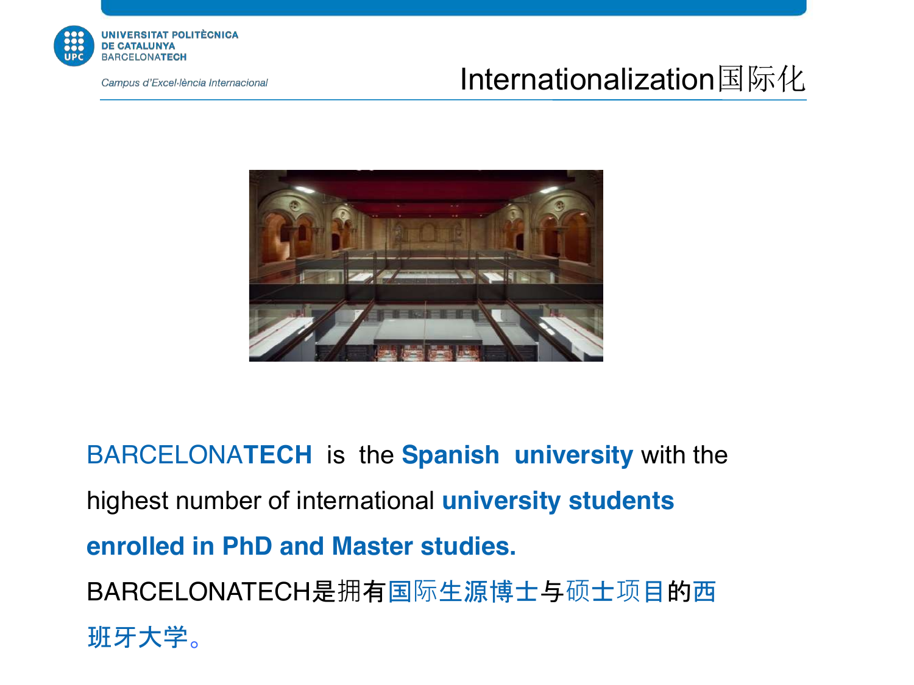# Internationalization国际化

BARCELONA**TECH** is the **Spanish university** with the highest number of international **university students enrolled in PhD and Master studies.**

BARCELONATECH是拥有国际生源博士与硕士项目的西班牙大学。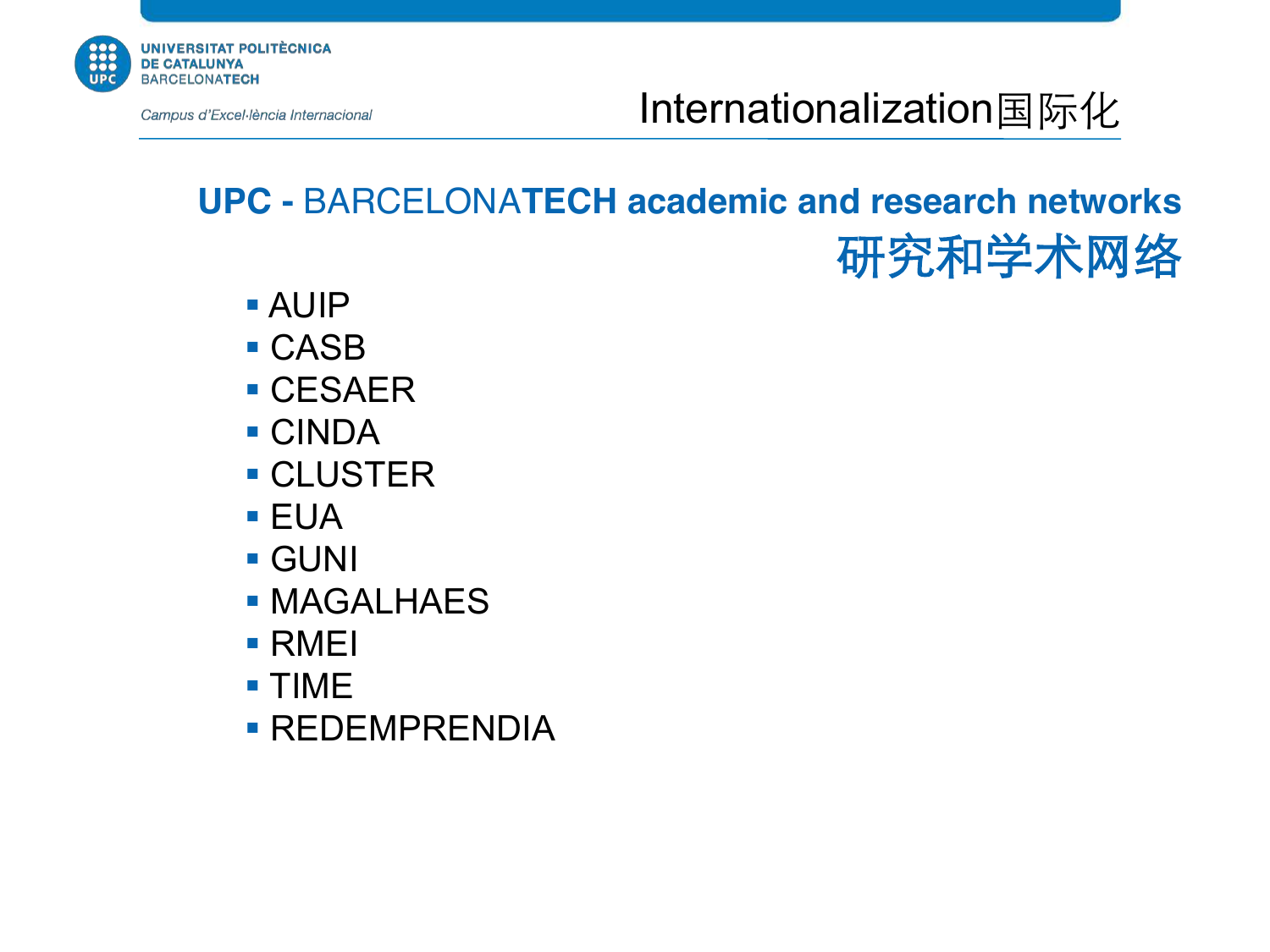# Internationalization国际化

## UPC - BARCELONATECH academic and research networks 研究和学术网络

- AUIP
- CASB
- CESAER
- CINDA
- CLUSTER
- EUA
- GUNI
- MAGALHAES
- RMEI
- TIME
- REDEMPRENDIA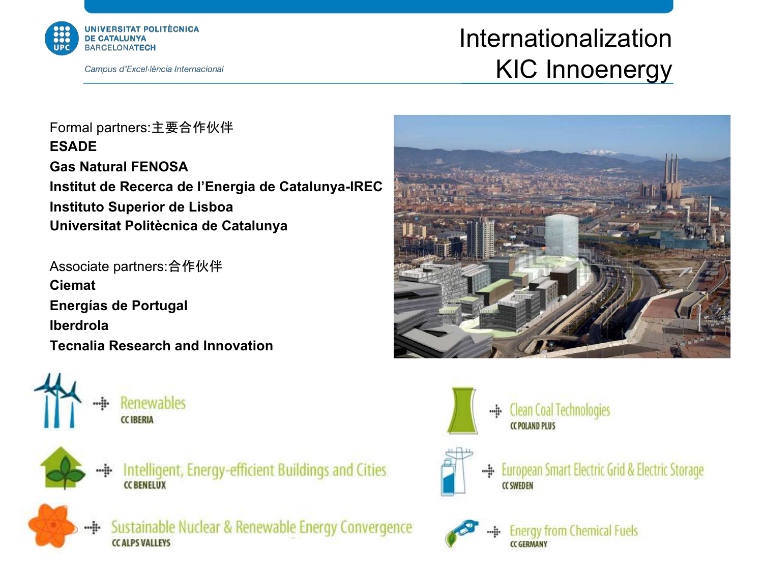# Internationalization KIC Innoenergy

Formal partners:主要合作伙伴

**ESADE**

**Gas Natural FENOSA**

**Institut de Recerca de l'Energia de Catalunya-IREC**

**Instituto Superior de Lisboa**

**Universitat Politècnica de Catalunya**

Associate partners:合作伙伴

**Ciemat**

**Energías de Portugal**

**Iberdrola**

**Tecnalia Research and Innovation**

- Renewables — CC IBERIA
- Clean Coal Technologies — CC POLAND PLUS
- Intelligent, Energy-efficient Buildings and Cities — CC BENELUX
- European Smart Electric Grid & Electric Storage — CC SWEDEN
- Sustainable Nuclear & Renewable Energy Convergence — CC ALPS VALLEYS
- Energy from Chemical Fuels — CC GERMANY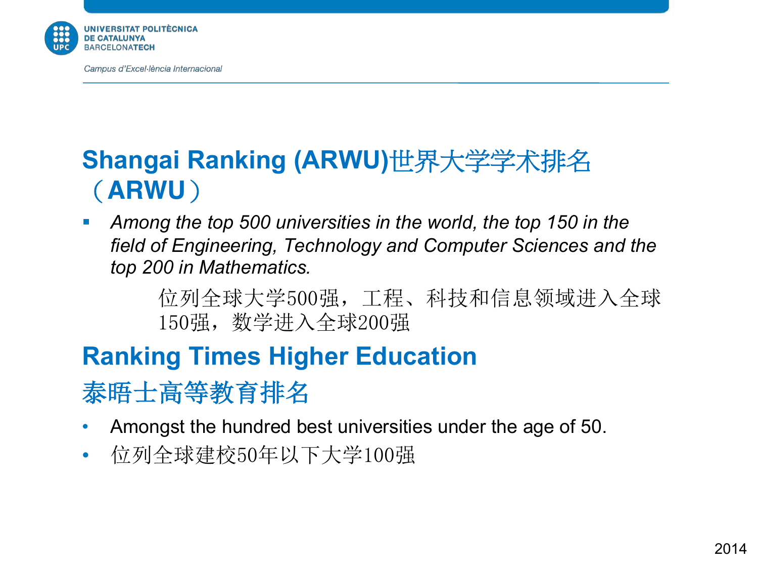## Shangai Ranking (ARWU)世界大学学术排名（ARWU）

- *Among the top 500 universities in the world, the top 150 in the field of Engineering, Technology and Computer Sciences and the top 200 in Mathematics.*

  位列全球大学500强，工程、科技和信息领域进入全球150强，数学进入全球200强

## Ranking Times Higher Education

## 泰晤士高等教育排名

- Amongst the hundred best universities under the age of 50.
- 位列全球建校50年以下大学100强

2014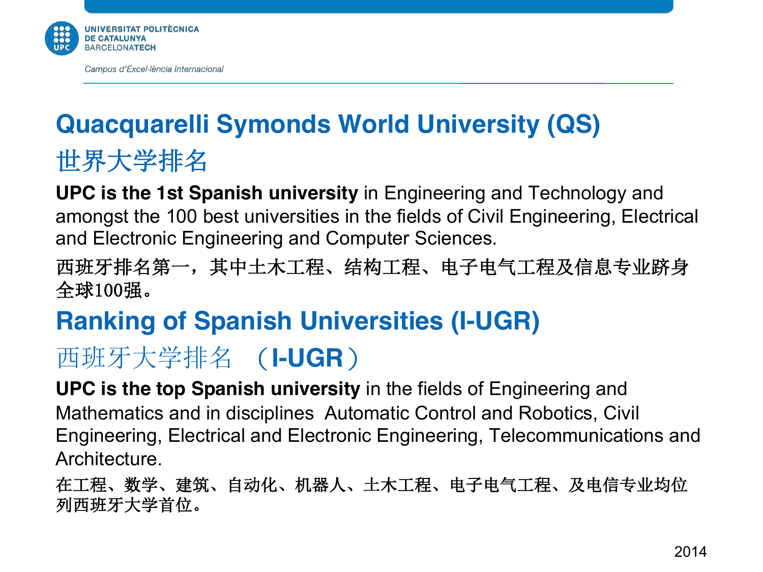## Quacquarelli Symonds World University (QS)

## 世界大学排名

**UPC is the 1st Spanish university** in Engineering and Technology and amongst the 100 best universities in the fields of Civil Engineering, Electrical and Electronic Engineering and Computer Sciences.

西班牙排名第一，其中土木工程、结构工程、电子电气工程及信息专业跻身全球100强。

## Ranking of Spanish Universities (I-UGR)

## 西班牙大学排名 （I-UGR）

**UPC is the top Spanish university** in the fields of Engineering and Mathematics and in disciplines Automatic Control and Robotics, Civil Engineering, Electrical and Electronic Engineering, Telecommunications and Architecture.

在工程、数学、建筑、自动化、机器人、土木工程、电子电气工程、及电信专业均位列西班牙大学首位。

2014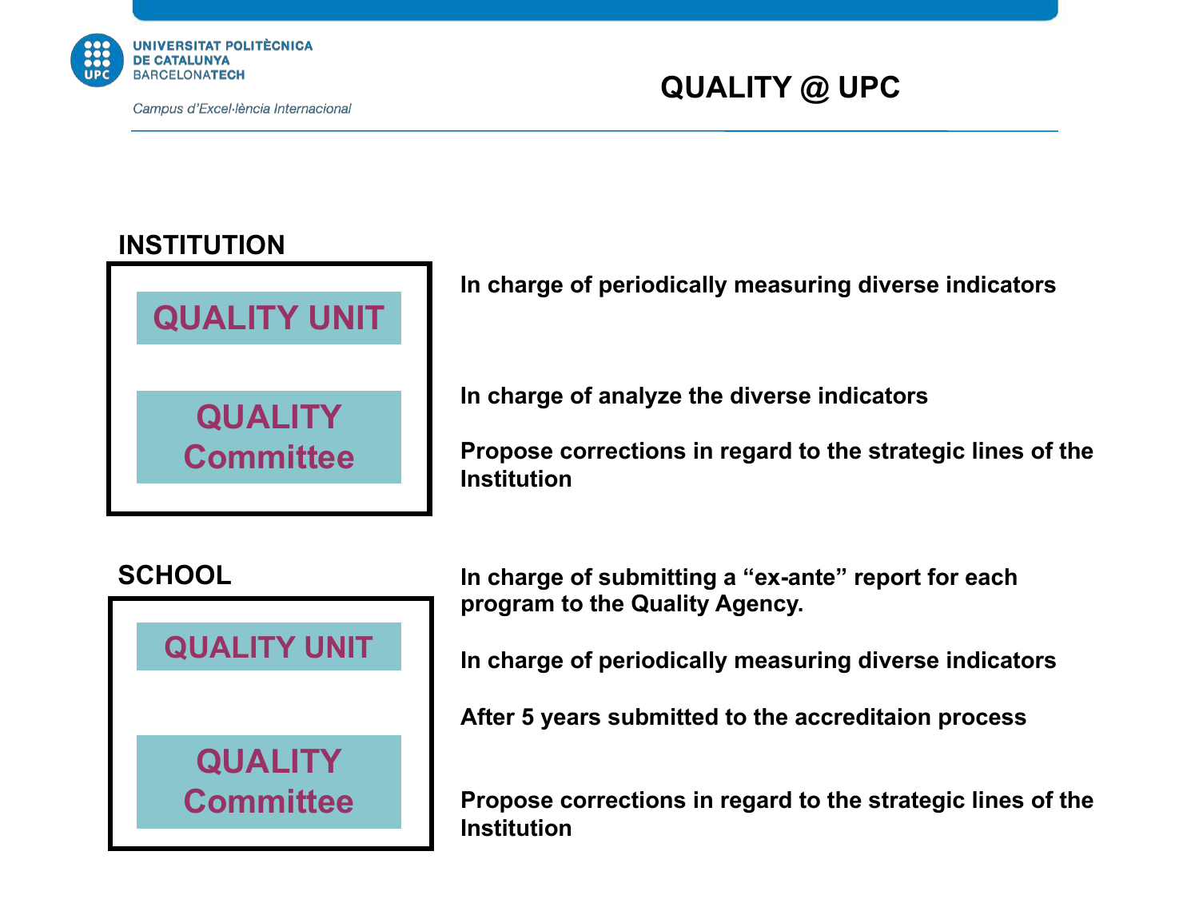# QUALITY @ UPC

## INSTITUTION

**QUALITY UNIT**

**In charge of periodically measuring diverse indicators**

**QUALITY Committee**

**In charge of analyze the diverse indicators**

**Propose corrections in regard to the strategic lines of the Institution**

## SCHOOL

**QUALITY UNIT**

**In charge of submitting a "ex-ante" report for each program to the Quality Agency.**

**In charge of periodically measuring diverse indicators**

**After 5 years submitted to the accreditaion process**

**QUALITY Committee**

**Propose corrections in regard to the strategic lines of the Institution**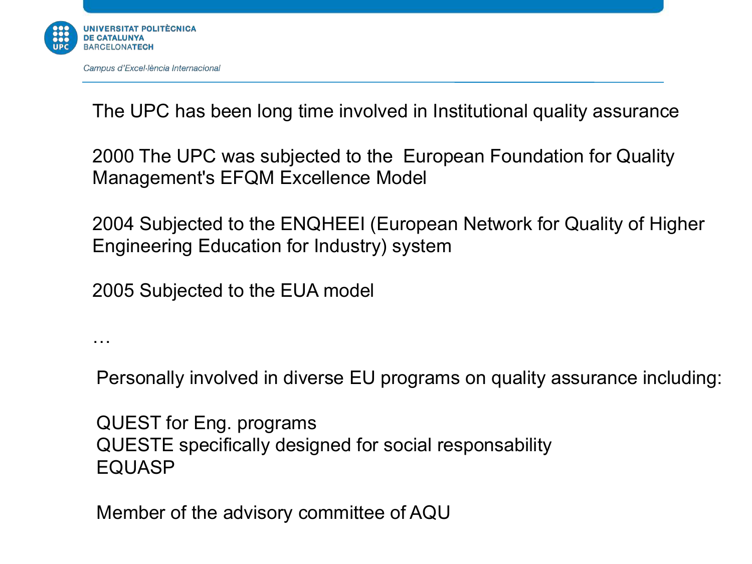The UPC has been long time involved in Institutional quality assurance

2000 The UPC was subjected to the European Foundation for Quality Management's EFQM Excellence Model

2004 Subjected to the ENQHEEI (European Network for Quality of Higher Engineering Education for Industry) system

2005 Subjected to the EUA model

…

Personally involved in diverse EU programs on quality assurance including:

QUEST for Eng. programs
QUESTE specifically designed for social responsability
EQUASP

Member of the advisory committee of AQU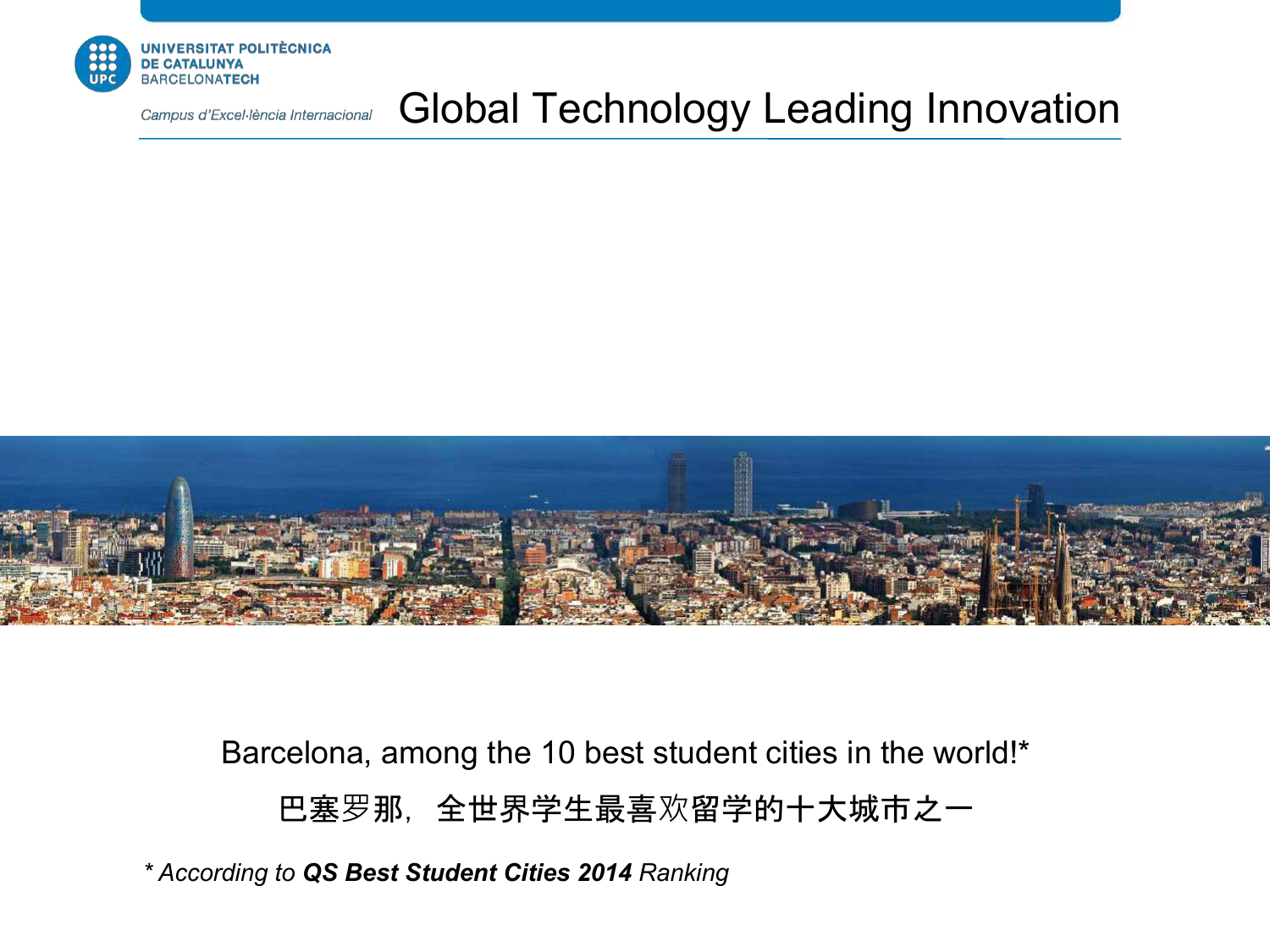UNIVERSITAT POLITÈCNICA DE CATALUNYA BARCELONATECH

Campus d'Excel·lència Internacional

# Global Technology Leading Innovation

Barcelona, among the 10 best student cities in the world!*

巴塞罗那，全世界学生最喜欢留学的十大城市之一

* *According to **QS Best Student Cities 2014** Ranking*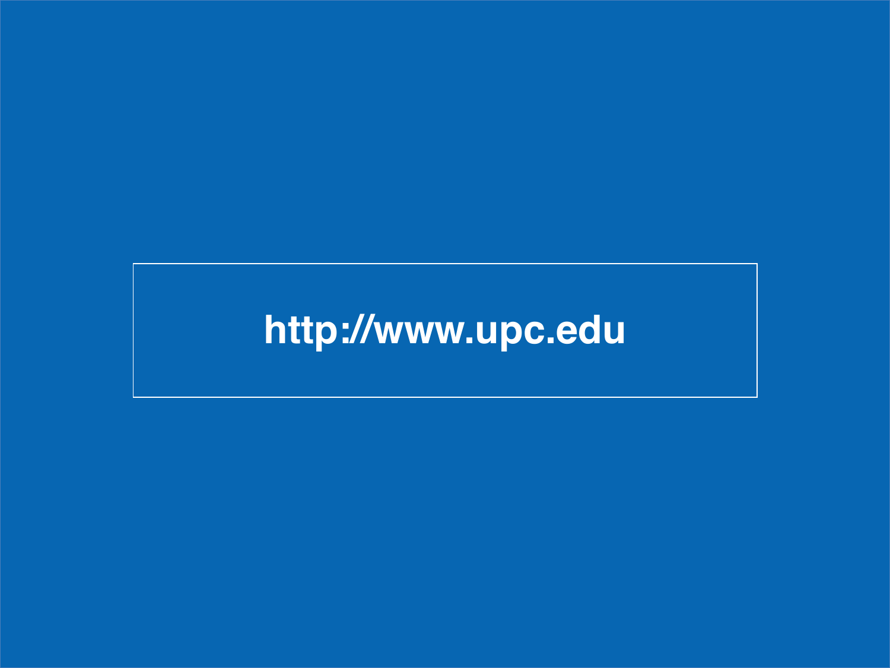**http://www.upc.edu**